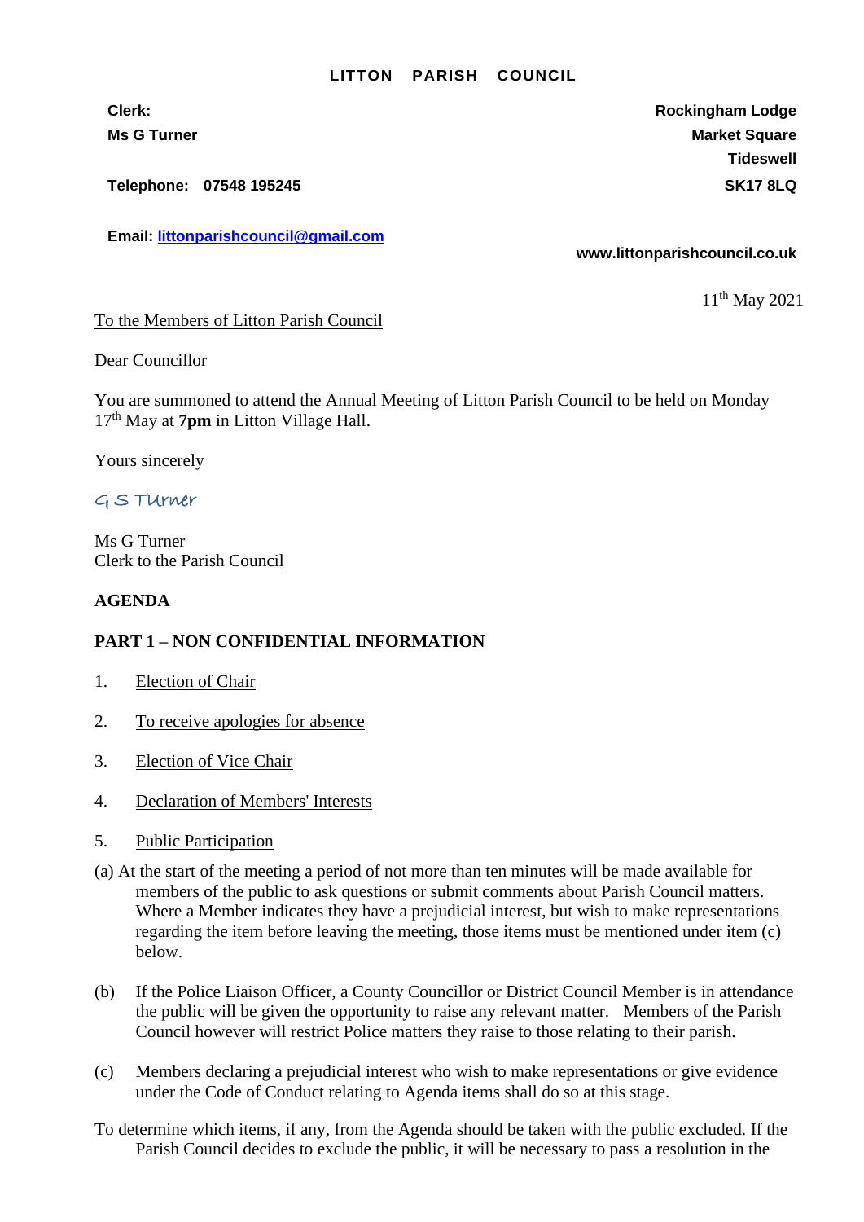# LITTON PARISH COUNCIL

**Clerk:**
**Ms G Turner**

**Telephone: 07548 195245**

**Email: littonparishcouncil@gmail.com**

**Rockingham Lodge**
**Market Square**
**Tideswell**
**SK17 8LQ**

**www.littonparishcouncil.co.uk**

11th May 2021

To the Members of Litton Parish Council

Dear Councillor

You are summoned to attend the Annual Meeting of Litton Parish Council to be held on Monday 17th May at **7pm** in Litton Village Hall.

Yours sincerely

G S Turner

Ms G Turner
Clerk to the Parish Council

**AGENDA**

**PART 1 – NON CONFIDENTIAL INFORMATION**

1. Election of Chair

2. To receive apologies for absence

3. Election of Vice Chair

4. Declaration of Members' Interests

5. Public Participation

(a) At the start of the meeting a period of not more than ten minutes will be made available for members of the public to ask questions or submit comments about Parish Council matters. Where a Member indicates they have a prejudicial interest, but wish to make representations regarding the item before leaving the meeting, those items must be mentioned under item (c) below.

(b) If the Police Liaison Officer, a County Councillor or District Council Member is in attendance the public will be given the opportunity to raise any relevant matter. Members of the Parish Council however will restrict Police matters they raise to those relating to their parish.

(c) Members declaring a prejudicial interest who wish to make representations or give evidence under the Code of Conduct relating to Agenda items shall do so at this stage.

To determine which items, if any, from the Agenda should be taken with the public excluded. If the Parish Council decides to exclude the public, it will be necessary to pass a resolution in the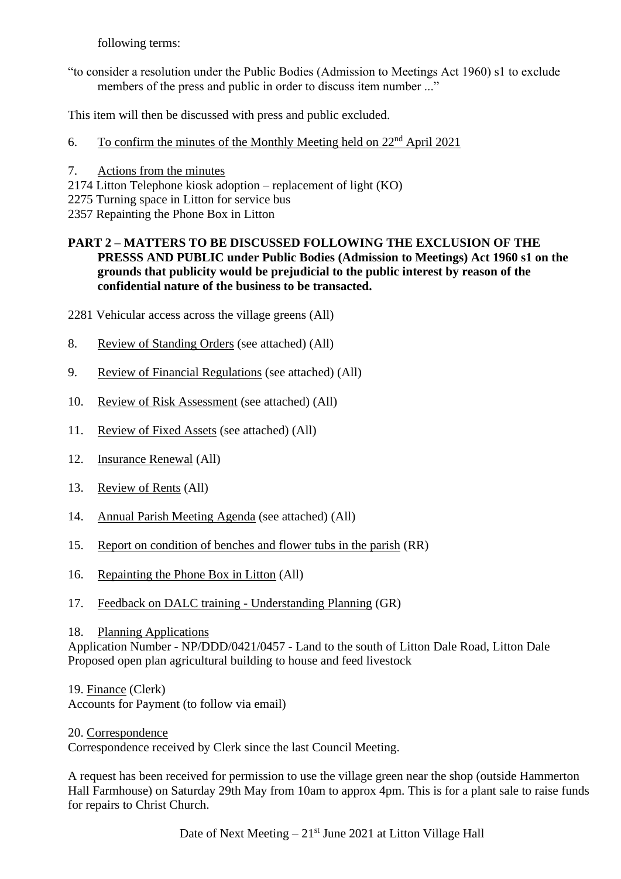following terms:

"to consider a resolution under the Public Bodies (Admission to Meetings Act 1960) s1 to exclude members of the press and public in order to discuss item number ..."

This item will then be discussed with press and public excluded.

6. To confirm the minutes of the Monthly Meeting held on 22nd April 2021

7. Actions from the minutes

2174 Litton Telephone kiosk adoption – replacement of light (KO)
2275 Turning space in Litton for service bus
2357 Repainting the Phone Box in Litton

**PART 2 – MATTERS TO BE DISCUSSED FOLLOWING THE EXCLUSION OF THE PRESSS AND PUBLIC under Public Bodies (Admission to Meetings) Act 1960 s1 on the grounds that publicity would be prejudicial to the public interest by reason of the confidential nature of the business to be transacted.**

2281 Vehicular access across the village greens (All)

8. Review of Standing Orders (see attached) (All)

9. Review of Financial Regulations (see attached) (All)

10. Review of Risk Assessment (see attached) (All)

11. Review of Fixed Assets (see attached) (All)

12. Insurance Renewal (All)

13. Review of Rents (All)

14. Annual Parish Meeting Agenda (see attached) (All)

15. Report on condition of benches and flower tubs in the parish (RR)

16. Repainting the Phone Box in Litton (All)

17. Feedback on DALC training - Understanding Planning (GR)

18. Planning Applications

Application Number - NP/DDD/0421/0457 - Land to the south of Litton Dale Road, Litton Dale
Proposed open plan agricultural building to house and feed livestock

19. Finance (Clerk)

Accounts for Payment (to follow via email)

20. Correspondence

Correspondence received by Clerk since the last Council Meeting.

A request has been received for permission to use the village green near the shop (outside Hammerton Hall Farmhouse) on Saturday 29th May from 10am to approx 4pm. This is for a plant sale to raise funds for repairs to Christ Church.

Date of Next Meeting – 21st June 2021 at Litton Village Hall